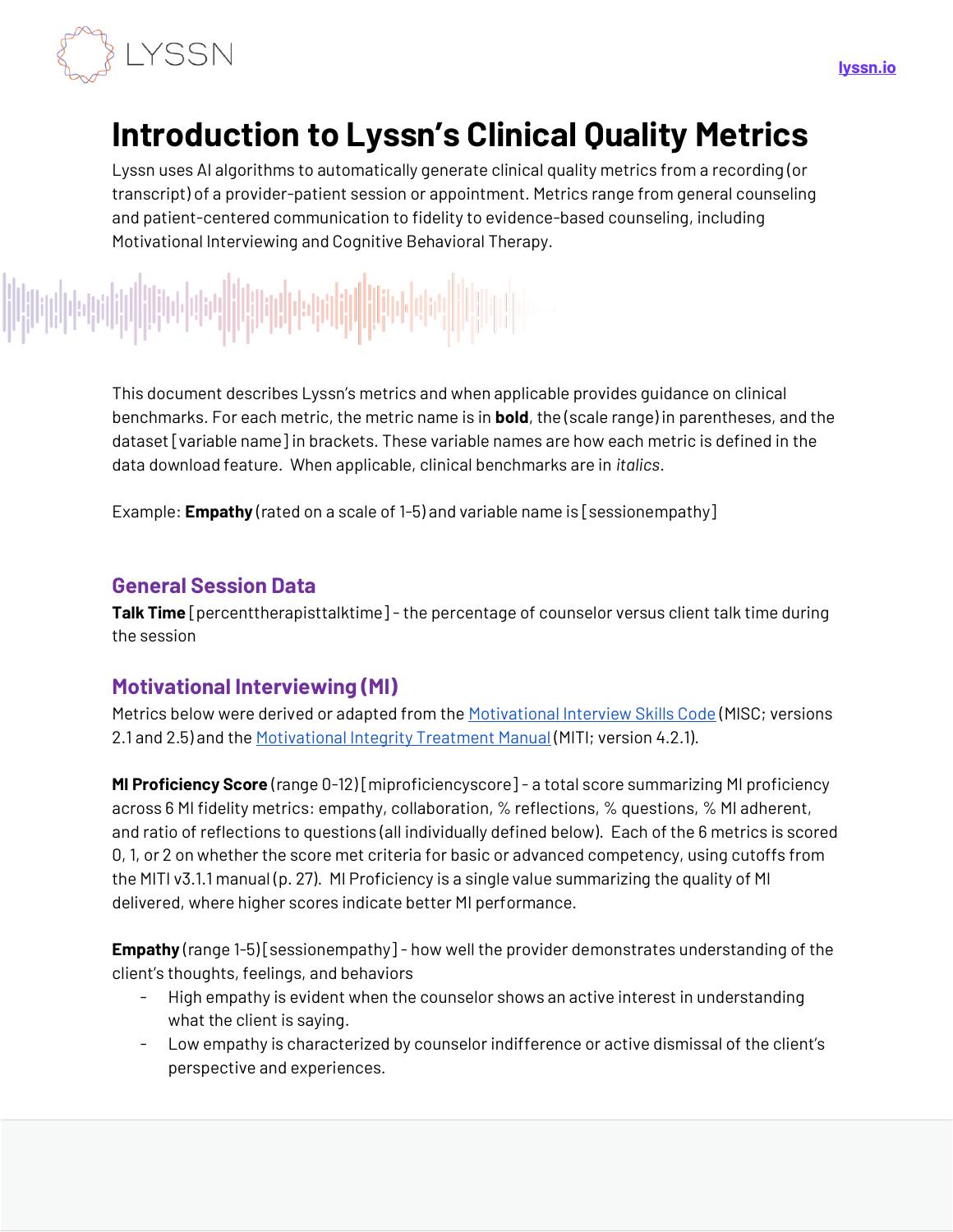LYSSN

lyssn.io

# Introduction to Lyssn's Clinical Quality Metrics

Lyssn uses AI algorithms to automatically generate clinical quality metrics from a recording (or transcript) of a provider-patient session or appointment. Metrics range from general counseling and patient-centered communication to fidelity to evidence-based counseling, including Motivational Interviewing and Cognitive Behavioral Therapy.

This document describes Lyssn's metrics and when applicable provides guidance on clinical benchmarks. For each metric, the metric name is in **bold**, the (scale range) in parentheses, and the dataset [variable name] in brackets. These variable names are how each metric is defined in the data download feature. When applicable, clinical benchmarks are in *italics*.

Example: **Empathy** (rated on a scale of 1-5) and variable name is [sessionempathy]

## General Session Data

**Talk Time** [percenttherapisttalktime] - the percentage of counselor versus client talk time during the session

## Motivational Interviewing (MI)

Metrics below were derived or adapted from the Motivational Interview Skills Code (MISC; versions 2.1 and 2.5) and the Motivational Integrity Treatment Manual (MITI; version 4.2.1).

**MI Proficiency Score** (range 0-12) [miproficiencyscore] - a total score summarizing MI proficiency across 6 MI fidelity metrics: empathy, collaboration, % reflections, % questions, % MI adherent, and ratio of reflections to questions (all individually defined below). Each of the 6 metrics is scored 0, 1, or 2 on whether the score met criteria for basic or advanced competency, using cutoffs from the MITI v3.1.1 manual (p. 27). MI Proficiency is a single value summarizing the quality of MI delivered, where higher scores indicate better MI performance.

**Empathy** (range 1-5) [sessionempathy] - how well the provider demonstrates understanding of the client's thoughts, feelings, and behaviors

- High empathy is evident when the counselor shows an active interest in understanding what the client is saying.
- Low empathy is characterized by counselor indifference or active dismissal of the client's perspective and experiences.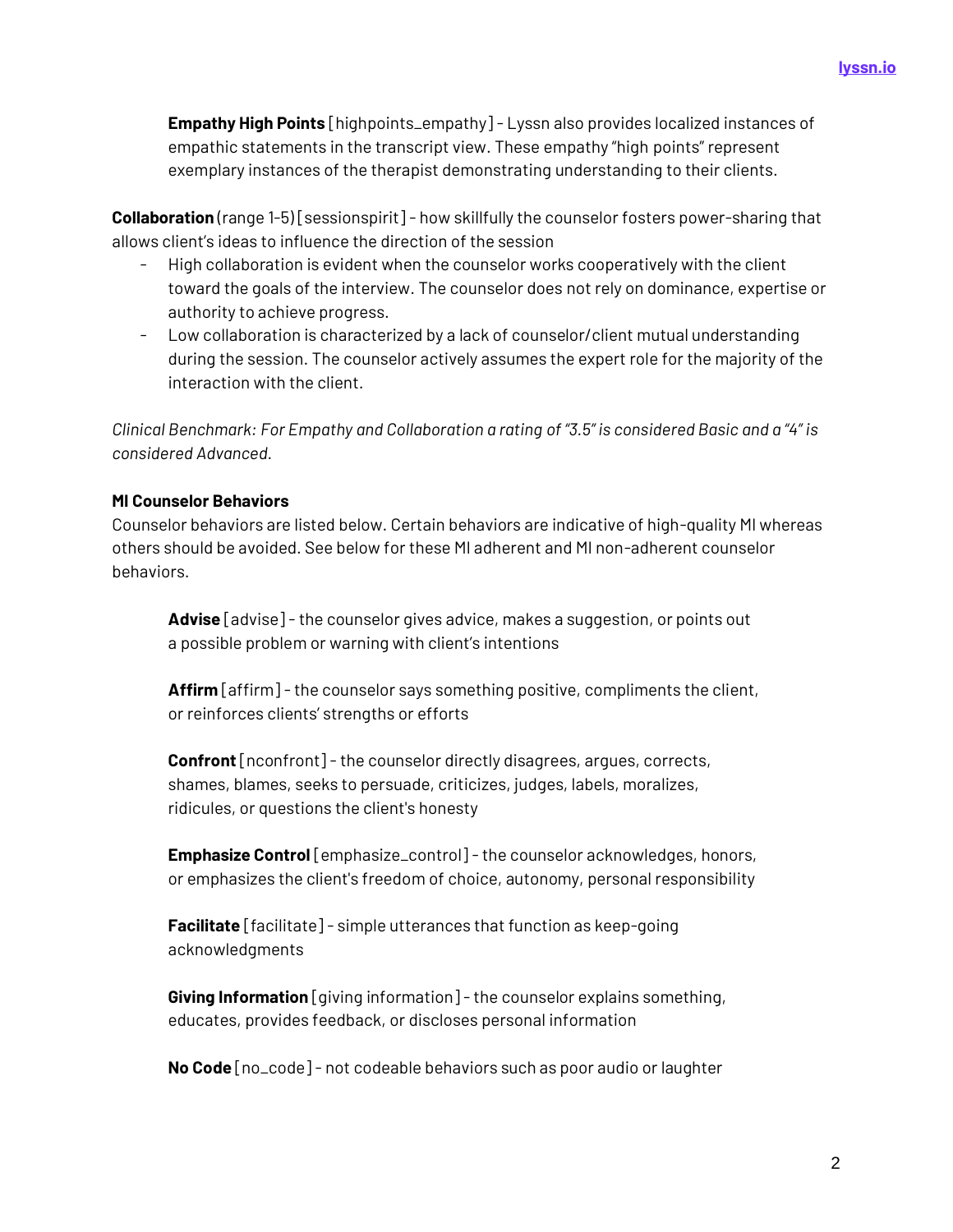**Empathy High Points** [highpoints_empathy] - Lyssn also provides localized instances of empathic statements in the transcript view. These empathy "high points" represent exemplary instances of the therapist demonstrating understanding to their clients.

**Collaboration** (range 1-5) [sessionspirit] - how skillfully the counselor fosters power-sharing that allows client's ideas to influence the direction of the session

- High collaboration is evident when the counselor works cooperatively with the client toward the goals of the interview. The counselor does not rely on dominance, expertise or authority to achieve progress.
- Low collaboration is characterized by a lack of counselor/client mutual understanding during the session. The counselor actively assumes the expert role for the majority of the interaction with the client.

*Clinical Benchmark: For Empathy and Collaboration a rating of "3.5" is considered Basic and a "4" is considered Advanced.*

**MI Counselor Behaviors**

Counselor behaviors are listed below. Certain behaviors are indicative of high-quality MI whereas others should be avoided. See below for these MI adherent and MI non-adherent counselor behaviors.

**Advise** [advise] - the counselor gives advice, makes a suggestion, or points out a possible problem or warning with client's intentions

**Affirm** [affirm] - the counselor says something positive, compliments the client, or reinforces clients' strengths or efforts

**Confront** [nconfront] - the counselor directly disagrees, argues, corrects, shames, blames, seeks to persuade, criticizes, judges, labels, moralizes, ridicules, or questions the client's honesty

**Emphasize Control** [emphasize_control] - the counselor acknowledges, honors, or emphasizes the client's freedom of choice, autonomy, personal responsibility

**Facilitate** [facilitate] - simple utterances that function as keep-going acknowledgments

**Giving Information** [giving information] - the counselor explains something, educates, provides feedback, or discloses personal information

**No Code** [no_code] - not codeable behaviors such as poor audio or laughter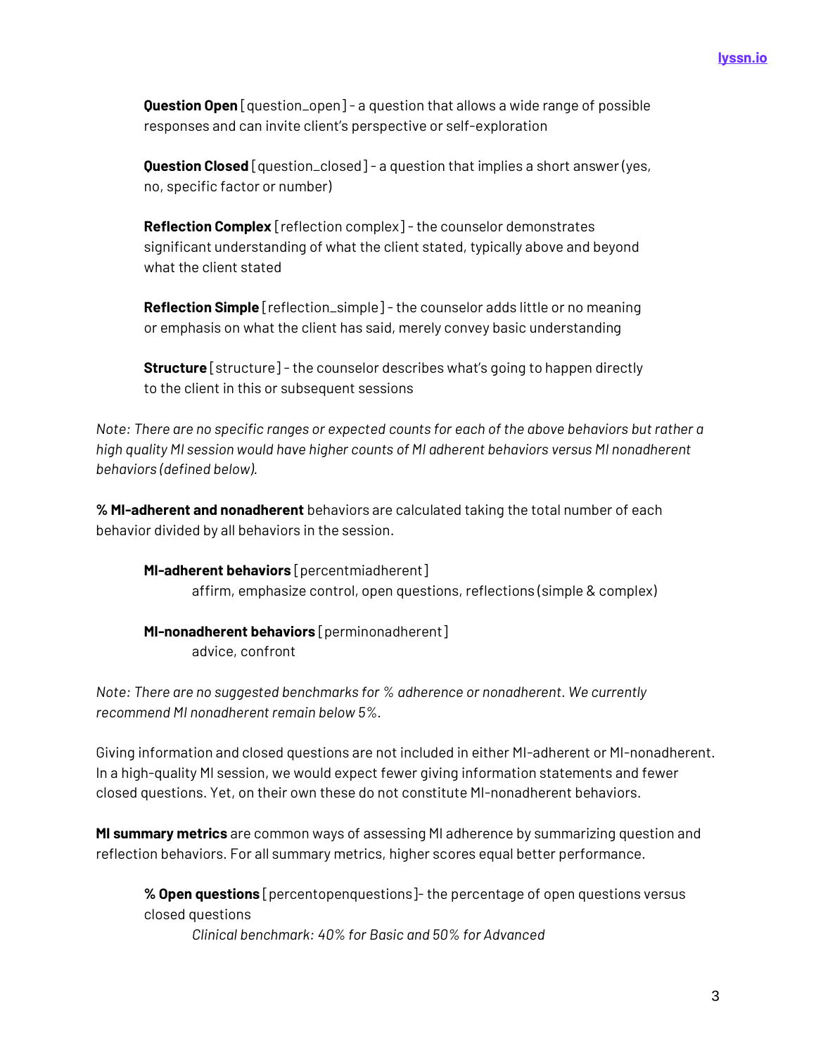**Question Open** [question_open] - a question that allows a wide range of possible responses and can invite client's perspective or self-exploration

**Question Closed** [question_closed] - a question that implies a short answer (yes, no, specific factor or number)

**Reflection Complex** [reflection complex] - the counselor demonstrates significant understanding of what the client stated, typically above and beyond what the client stated

**Reflection Simple** [reflection_simple] - the counselor adds little or no meaning or emphasis on what the client has said, merely convey basic understanding

**Structure** [structure] - the counselor describes what's going to happen directly to the client in this or subsequent sessions

*Note: There are no specific ranges or expected counts for each of the above behaviors but rather a high quality MI session would have higher counts of MI adherent behaviors versus MI nonadherent behaviors (defined below).*

**% MI-adherent and nonadherent** behaviors are calculated taking the total number of each behavior divided by all behaviors in the session.

**MI-adherent behaviors** [percentmiadherent]
affirm, emphasize control, open questions, reflections (simple & complex)

**MI-nonadherent behaviors** [perminonadherent]
advice, confront

*Note: There are no suggested benchmarks for % adherence or nonadherent. We currently recommend MI nonadherent remain below 5%.*

Giving information and closed questions are not included in either MI-adherent or MI-nonadherent. In a high-quality MI session, we would expect fewer giving information statements and fewer closed questions. Yet, on their own these do not constitute MI-nonadherent behaviors.

**MI summary metrics** are common ways of assessing MI adherence by summarizing question and reflection behaviors. For all summary metrics, higher scores equal better performance.

**% Open questions** [percentopenquestions]- the percentage of open questions versus closed questions
*Clinical benchmark: 40% for Basic and 50% for Advanced*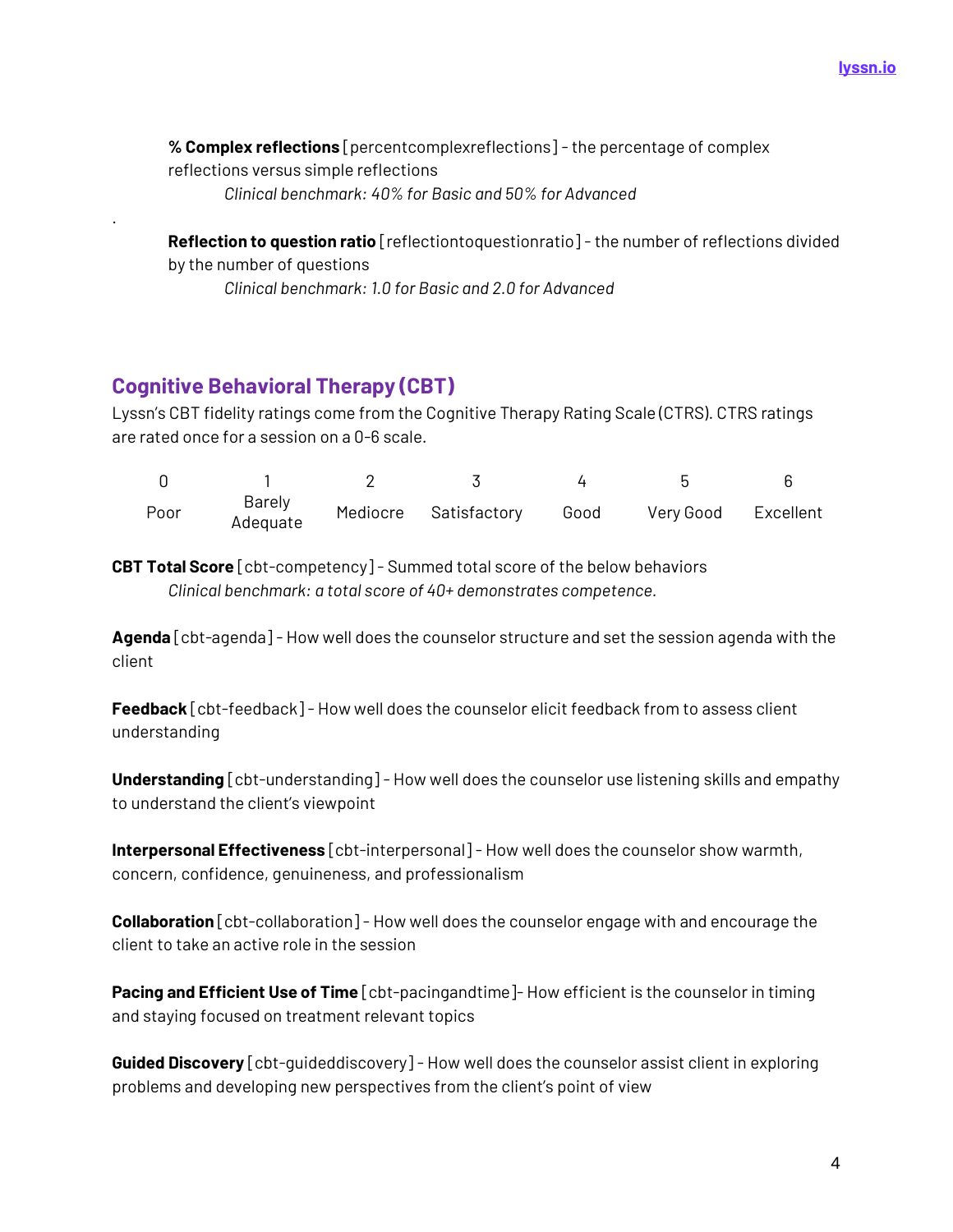**% Complex reflections** [percentcomplexreflections] - the percentage of complex reflections versus simple reflections

*Clinical benchmark: 40% for Basic and 50% for Advanced*

.

**Reflection to question ratio** [reflectiontoquestionratio] - the number of reflections divided by the number of questions

*Clinical benchmark: 1.0 for Basic and 2.0 for Advanced*

## Cognitive Behavioral Therapy (CBT)

Lyssn's CBT fidelity ratings come from the Cognitive Therapy Rating Scale (CTRS). CTRS ratings are rated once for a session on a 0-6 scale.

| 0 | 1 | 2 | 3 | 4 | 5 | 6 |
|---|---|---|---|---|---|---|
| Poor | Barely Adequate | Mediocre | Satisfactory | Good | Very Good | Excellent |

**CBT Total Score** [cbt-competency] - Summed total score of the below behaviors

*Clinical benchmark: a total score of 40+ demonstrates competence.*

**Agenda** [cbt-agenda] - How well does the counselor structure and set the session agenda with the client

**Feedback** [cbt-feedback] - How well does the counselor elicit feedback from to assess client understanding

**Understanding** [cbt-understanding] - How well does the counselor use listening skills and empathy to understand the client's viewpoint

**Interpersonal Effectiveness** [cbt-interpersonal] - How well does the counselor show warmth, concern, confidence, genuineness, and professionalism

**Collaboration** [cbt-collaboration] - How well does the counselor engage with and encourage the client to take an active role in the session

**Pacing and Efficient Use of Time** [cbt-pacingandtime]- How efficient is the counselor in timing and staying focused on treatment relevant topics

**Guided Discovery** [cbt-guideddiscovery] - How well does the counselor assist client in exploring problems and developing new perspectives from the client's point of view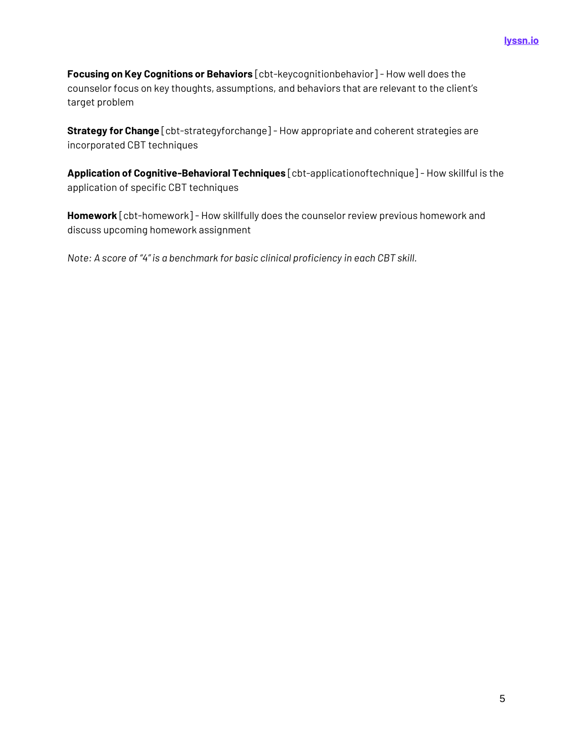**Focusing on Key Cognitions or Behaviors** [cbt-keycognitionbehavior] - How well does the counselor focus on key thoughts, assumptions, and behaviors that are relevant to the client's target problem

**Strategy for Change** [cbt-strategyforchange] - How appropriate and coherent strategies are incorporated CBT techniques

**Application of Cognitive-Behavioral Techniques** [cbt-applicationoftechnique] - How skillful is the application of specific CBT techniques

**Homework** [cbt-homework] - How skillfully does the counselor review previous homework and discuss upcoming homework assignment

*Note: A score of "4" is a benchmark for basic clinical proficiency in each CBT skill.*